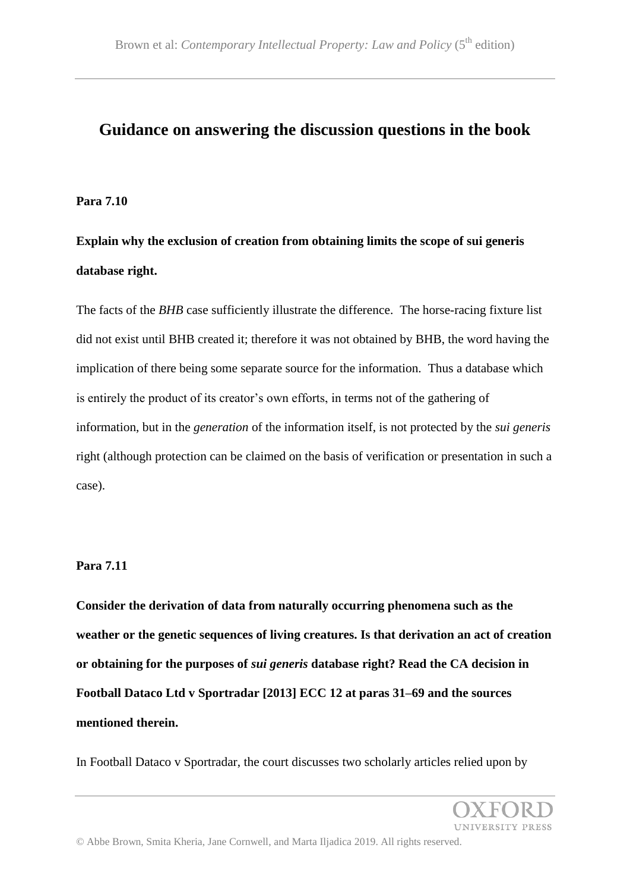# Guidance on answering the discussion questions in the book

**Para 7.10**

**Explain why the exclusion of creation from obtaining limits the scope of sui generis database right.**

The facts of the *BHB* case sufficiently illustrate the difference. The horse-racing fixture list did not exist until BHB created it; therefore it was not obtained by BHB, the word having the implication of there being some separate source for the information. Thus a database which is entirely the product of its creator's own efforts, in terms not of the gathering of information, but in the *generation* of the information itself, is not protected by the *sui generis* right (although protection can be claimed on the basis of verification or presentation in such a case).

**Para 7.11**

**Consider the derivation of data from naturally occurring phenomena such as the weather or the genetic sequences of living creatures. Is that derivation an act of creation or obtaining for the purposes of *sui generis* database right? Read the CA decision in Football Dataco Ltd v Sportradar [2013] ECC 12 at paras 31–69 and the sources mentioned therein.**

In Football Dataco v Sportradar, the court discusses two scholarly articles relied upon by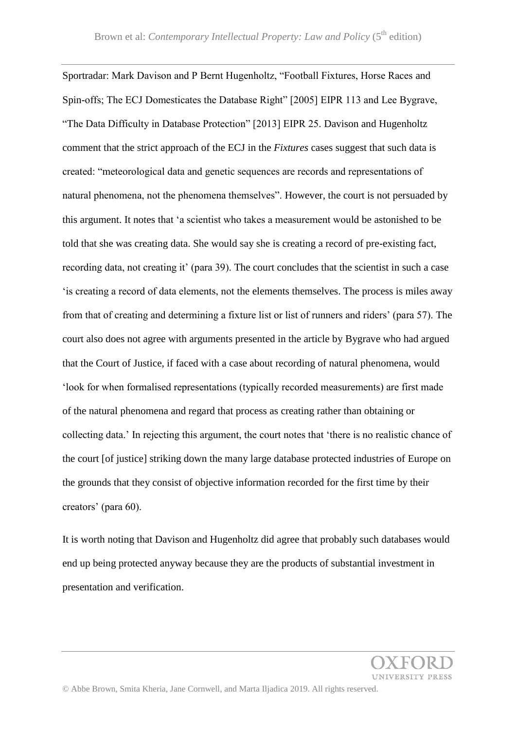Sportradar: Mark Davison and P Bernt Hugenholtz, "Football Fixtures, Horse Races and Spin-offs; The ECJ Domesticates the Database Right" [2005] EIPR 113 and Lee Bygrave, "The Data Difficulty in Database Protection" [2013] EIPR 25. Davison and Hugenholtz comment that the strict approach of the ECJ in the *Fixtures* cases suggest that such data is created: "meteorological data and genetic sequences are records and representations of natural phenomena, not the phenomena themselves". However, the court is not persuaded by this argument. It notes that 'a scientist who takes a measurement would be astonished to be told that she was creating data. She would say she is creating a record of pre-existing fact, recording data, not creating it' (para 39). The court concludes that the scientist in such a case 'is creating a record of data elements, not the elements themselves. The process is miles away from that of creating and determining a fixture list or list of runners and riders' (para 57). The court also does not agree with arguments presented in the article by Bygrave who had argued that the Court of Justice, if faced with a case about recording of natural phenomena, would 'look for when formalised representations (typically recorded measurements) are first made of the natural phenomena and regard that process as creating rather than obtaining or collecting data.' In rejecting this argument, the court notes that 'there is no realistic chance of the court [of justice] striking down the many large database protected industries of Europe on the grounds that they consist of objective information recorded for the first time by their creators' (para 60).

It is worth noting that Davison and Hugenholtz did agree that probably such databases would end up being protected anyway because they are the products of substantial investment in presentation and verification.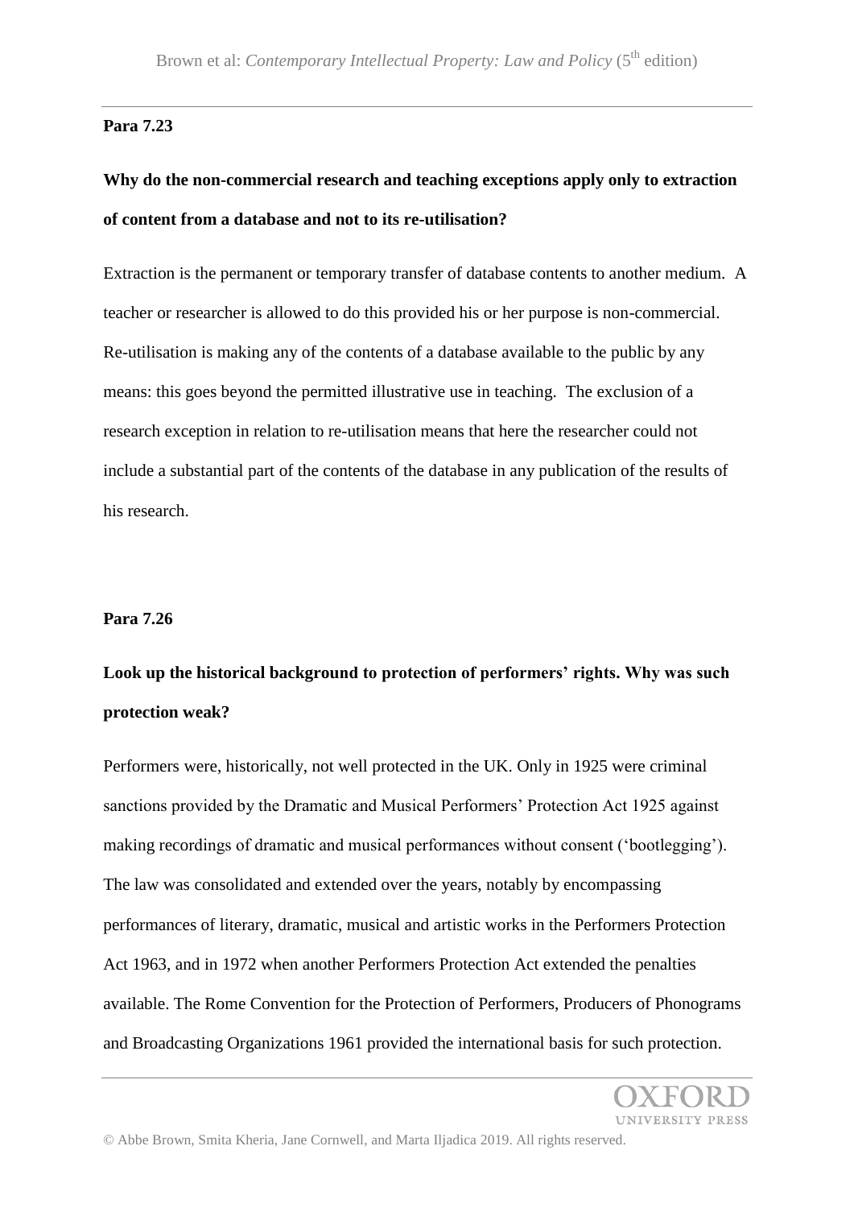**Para 7.23**

**Why do the non-commercial research and teaching exceptions apply only to extraction of content from a database and not to its re-utilisation?**

Extraction is the permanent or temporary transfer of database contents to another medium. A teacher or researcher is allowed to do this provided his or her purpose is non-commercial. Re-utilisation is making any of the contents of a database available to the public by any means: this goes beyond the permitted illustrative use in teaching. The exclusion of a research exception in relation to re-utilisation means that here the researcher could not include a substantial part of the contents of the database in any publication of the results of his research.

**Para 7.26**

**Look up the historical background to protection of performers' rights. Why was such protection weak?**

Performers were, historically, not well protected in the UK. Only in 1925 were criminal sanctions provided by the Dramatic and Musical Performers' Protection Act 1925 against making recordings of dramatic and musical performances without consent ('bootlegging'). The law was consolidated and extended over the years, notably by encompassing performances of literary, dramatic, musical and artistic works in the Performers Protection Act 1963, and in 1972 when another Performers Protection Act extended the penalties available. The Rome Convention for the Protection of Performers, Producers of Phonograms and Broadcasting Organizations 1961 provided the international basis for such protection.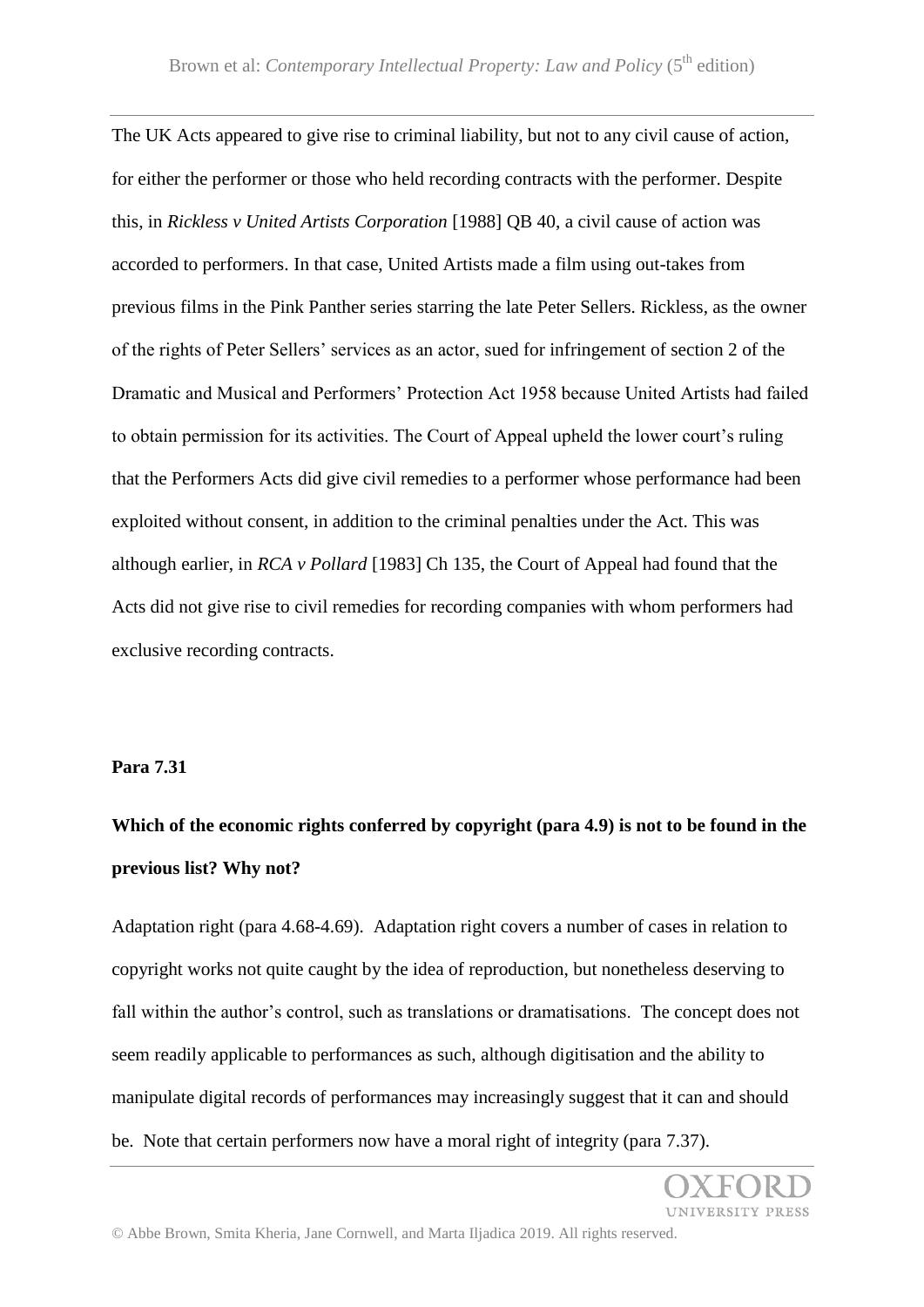The UK Acts appeared to give rise to criminal liability, but not to any civil cause of action, for either the performer or those who held recording contracts with the performer. Despite this, in *Rickless v United Artists Corporation* [1988] QB 40, a civil cause of action was accorded to performers. In that case, United Artists made a film using out-takes from previous films in the Pink Panther series starring the late Peter Sellers. Rickless, as the owner of the rights of Peter Sellers' services as an actor, sued for infringement of section 2 of the Dramatic and Musical and Performers' Protection Act 1958 because United Artists had failed to obtain permission for its activities. The Court of Appeal upheld the lower court's ruling that the Performers Acts did give civil remedies to a performer whose performance had been exploited without consent, in addition to the criminal penalties under the Act. This was although earlier, in *RCA v Pollard* [1983] Ch 135, the Court of Appeal had found that the Acts did not give rise to civil remedies for recording companies with whom performers had exclusive recording contracts.

**Para 7.31**

**Which of the economic rights conferred by copyright (para 4.9) is not to be found in the previous list? Why not?**

Adaptation right (para 4.68-4.69). Adaptation right covers a number of cases in relation to copyright works not quite caught by the idea of reproduction, but nonetheless deserving to fall within the author's control, such as translations or dramatisations. The concept does not seem readily applicable to performances as such, although digitisation and the ability to manipulate digital records of performances may increasingly suggest that it can and should be. Note that certain performers now have a moral right of integrity (para 7.37).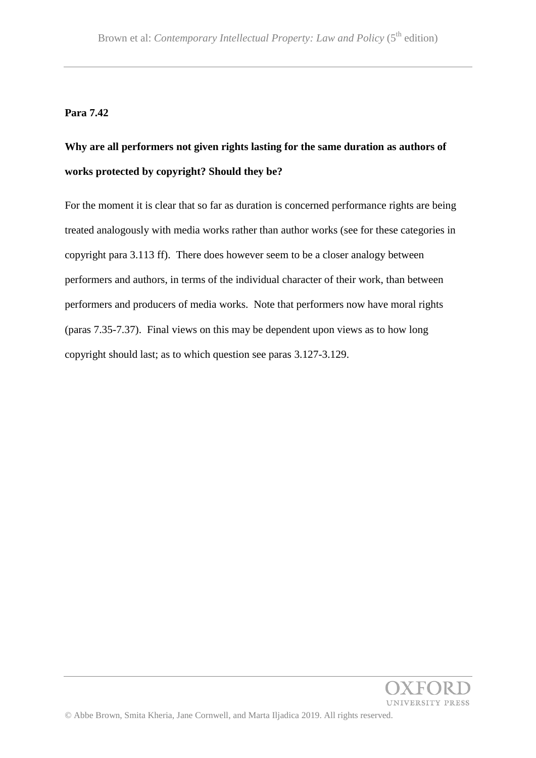**Para 7.42**

**Why are all performers not given rights lasting for the same duration as authors of works protected by copyright? Should they be?**

For the moment it is clear that so far as duration is concerned performance rights are being treated analogously with media works rather than author works (see for these categories in copyright para 3.113 ff). There does however seem to be a closer analogy between performers and authors, in terms of the individual character of their work, than between performers and producers of media works. Note that performers now have moral rights (paras 7.35-7.37). Final views on this may be dependent upon views as to how long copyright should last; as to which question see paras 3.127-3.129.